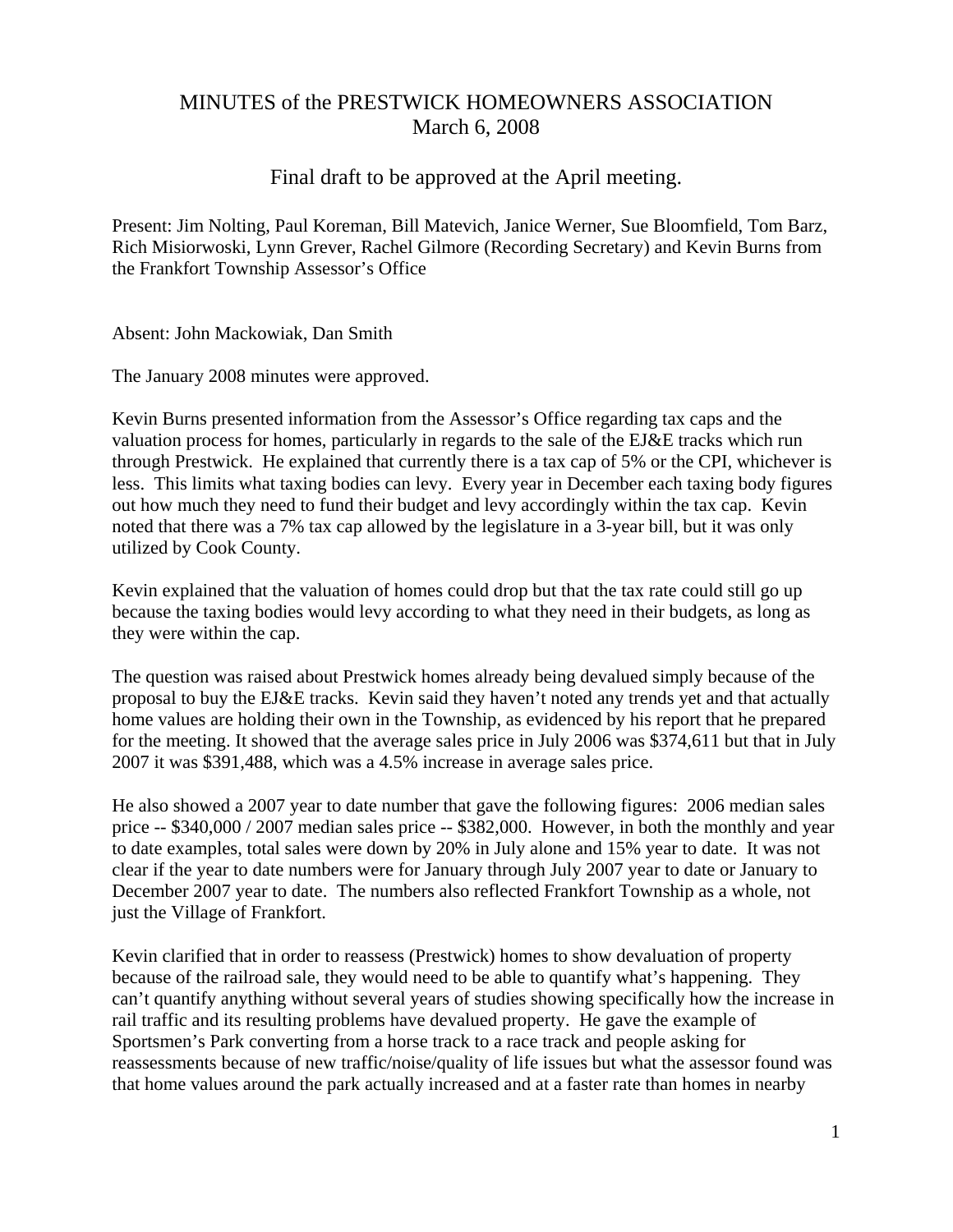# MINUTES of the PRESTWICK HOMEOWNERS ASSOCIATION
March 6, 2008

Final draft to be approved at the April meeting.

Present: Jim Nolting, Paul Koreman, Bill Matevich, Janice Werner, Sue Bloomfield, Tom Barz, Rich Misiorwoski, Lynn Grever, Rachel Gilmore (Recording Secretary) and Kevin Burns from the Frankfort Township Assessor's Office

Absent: John Mackowiak, Dan Smith

The January 2008 minutes were approved.

Kevin Burns presented information from the Assessor's Office regarding tax caps and the valuation process for homes, particularly in regards to the sale of the EJ&E tracks which run through Prestwick. He explained that currently there is a tax cap of 5% or the CPI, whichever is less. This limits what taxing bodies can levy. Every year in December each taxing body figures out how much they need to fund their budget and levy accordingly within the tax cap. Kevin noted that there was a 7% tax cap allowed by the legislature in a 3-year bill, but it was only utilized by Cook County.

Kevin explained that the valuation of homes could drop but that the tax rate could still go up because the taxing bodies would levy according to what they need in their budgets, as long as they were within the cap.

The question was raised about Prestwick homes already being devalued simply because of the proposal to buy the EJ&E tracks. Kevin said they haven't noted any trends yet and that actually home values are holding their own in the Township, as evidenced by his report that he prepared for the meeting. It showed that the average sales price in July 2006 was $374,611 but that in July 2007 it was $391,488, which was a 4.5% increase in average sales price.

He also showed a 2007 year to date number that gave the following figures: 2006 median sales price -- $340,000 / 2007 median sales price -- $382,000. However, in both the monthly and year to date examples, total sales were down by 20% in July alone and 15% year to date. It was not clear if the year to date numbers were for January through July 2007 year to date or January to December 2007 year to date. The numbers also reflected Frankfort Township as a whole, not just the Village of Frankfort.

Kevin clarified that in order to reassess (Prestwick) homes to show devaluation of property because of the railroad sale, they would need to be able to quantify what's happening. They can't quantify anything without several years of studies showing specifically how the increase in rail traffic and its resulting problems have devalued property. He gave the example of Sportsmen's Park converting from a horse track to a race track and people asking for reassessments because of new traffic/noise/quality of life issues but what the assessor found was that home values around the park actually increased and at a faster rate than homes in nearby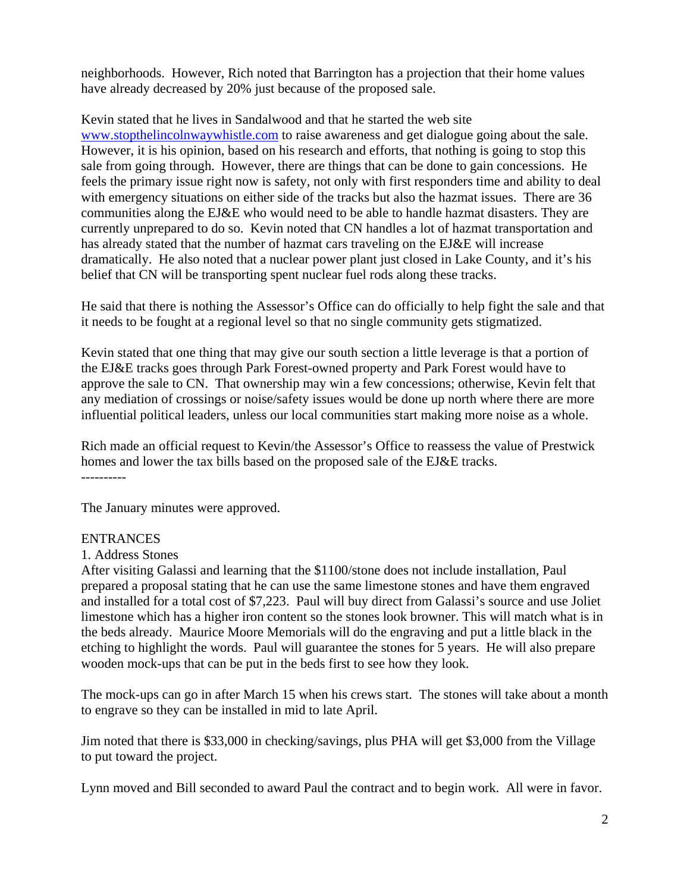neighborhoods. However, Rich noted that Barrington has a projection that their home values have already decreased by 20% just because of the proposed sale.

Kevin stated that he lives in Sandalwood and that he started the web site [www.stopthelincolnwaywhistle.com](www.stopthelincolnwaywhistle.com) to raise awareness and get dialogue going about the sale. However, it is his opinion, based on his research and efforts, that nothing is going to stop this sale from going through. However, there are things that can be done to gain concessions. He feels the primary issue right now is safety, not only with first responders time and ability to deal with emergency situations on either side of the tracks but also the hazmat issues. There are 36 communities along the EJ&E who would need to be able to handle hazmat disasters. They are currently unprepared to do so. Kevin noted that CN handles a lot of hazmat transportation and has already stated that the number of hazmat cars traveling on the EJ&E will increase dramatically. He also noted that a nuclear power plant just closed in Lake County, and it's his belief that CN will be transporting spent nuclear fuel rods along these tracks.

He said that there is nothing the Assessor's Office can do officially to help fight the sale and that it needs to be fought at a regional level so that no single community gets stigmatized.

Kevin stated that one thing that may give our south section a little leverage is that a portion of the EJ&E tracks goes through Park Forest-owned property and Park Forest would have to approve the sale to CN. That ownership may win a few concessions; otherwise, Kevin felt that any mediation of crossings or noise/safety issues would be done up north where there are more influential political leaders, unless our local communities start making more noise as a whole.

Rich made an official request to Kevin/the Assessor's Office to reassess the value of Prestwick homes and lower the tax bills based on the proposed sale of the EJ&E tracks.

----------

The January minutes were approved.

ENTRANCES

1. Address Stones

After visiting Galassi and learning that the $1100/stone does not include installation, Paul prepared a proposal stating that he can use the same limestone stones and have them engraved and installed for a total cost of $7,223. Paul will buy direct from Galassi's source and use Joliet limestone which has a higher iron content so the stones look browner. This will match what is in the beds already. Maurice Moore Memorials will do the engraving and put a little black in the etching to highlight the words. Paul will guarantee the stones for 5 years. He will also prepare wooden mock-ups that can be put in the beds first to see how they look.

The mock-ups can go in after March 15 when his crews start. The stones will take about a month to engrave so they can be installed in mid to late April.

Jim noted that there is $33,000 in checking/savings, plus PHA will get $3,000 from the Village to put toward the project.

Lynn moved and Bill seconded to award Paul the contract and to begin work. All were in favor.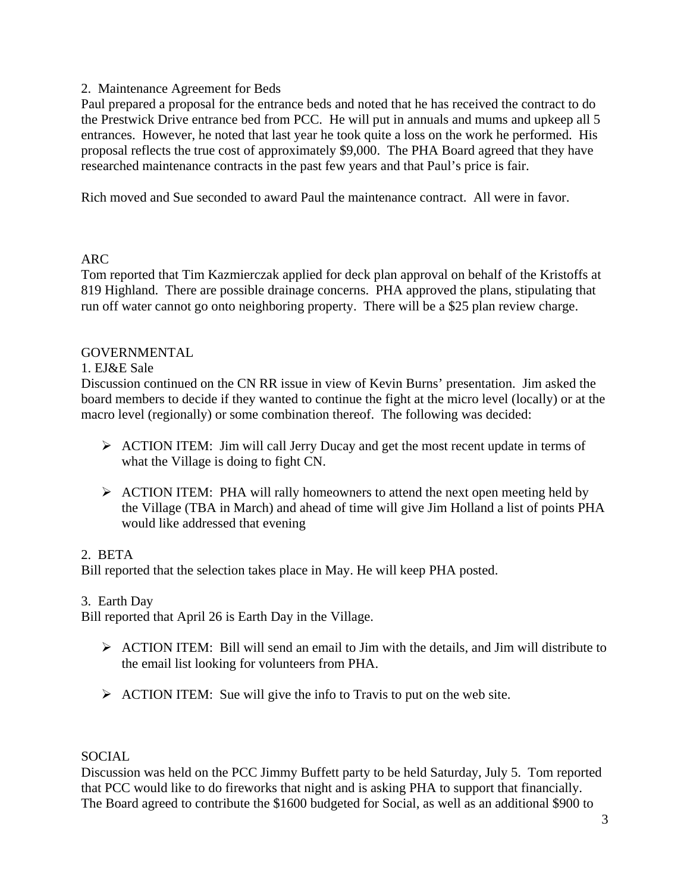2. Maintenance Agreement for Beds
Paul prepared a proposal for the entrance beds and noted that he has received the contract to do the Prestwick Drive entrance bed from PCC. He will put in annuals and mums and upkeep all 5 entrances. However, he noted that last year he took quite a loss on the work he performed. His proposal reflects the true cost of approximately $9,000. The PHA Board agreed that they have researched maintenance contracts in the past few years and that Paul's price is fair.

Rich moved and Sue seconded to award Paul the maintenance contract. All were in favor.

ARC
Tom reported that Tim Kazmierczak applied for deck plan approval on behalf of the Kristoffs at 819 Highland. There are possible drainage concerns. PHA approved the plans, stipulating that run off water cannot go onto neighboring property. There will be a $25 plan review charge.

GOVERNMENTAL
1. EJ&E Sale
Discussion continued on the CN RR issue in view of Kevin Burns' presentation. Jim asked the board members to decide if they wanted to continue the fight at the micro level (locally) or at the macro level (regionally) or some combination thereof. The following was decided:

- ACTION ITEM: Jim will call Jerry Ducay and get the most recent update in terms of what the Village is doing to fight CN.

- ACTION ITEM: PHA will rally homeowners to attend the next open meeting held by the Village (TBA in March) and ahead of time will give Jim Holland a list of points PHA would like addressed that evening

2. BETA
Bill reported that the selection takes place in May. He will keep PHA posted.

3. Earth Day
Bill reported that April 26 is Earth Day in the Village.

- ACTION ITEM: Bill will send an email to Jim with the details, and Jim will distribute to the email list looking for volunteers from PHA.

- ACTION ITEM: Sue will give the info to Travis to put on the web site.

SOCIAL
Discussion was held on the PCC Jimmy Buffett party to be held Saturday, July 5. Tom reported that PCC would like to do fireworks that night and is asking PHA to support that financially. The Board agreed to contribute the $1600 budgeted for Social, as well as an additional $900 to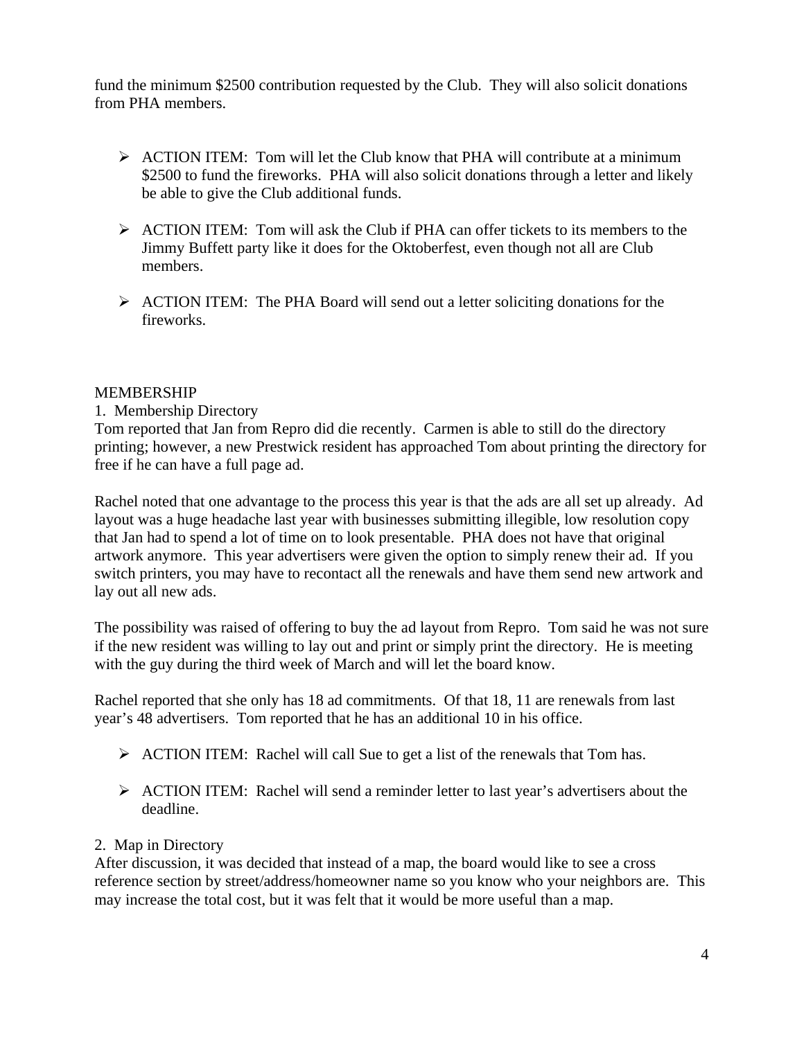fund the minimum $2500 contribution requested by the Club. They will also solicit donations from PHA members.

- ACTION ITEM: Tom will let the Club know that PHA will contribute at a minimum $2500 to fund the fireworks. PHA will also solicit donations through a letter and likely be able to give the Club additional funds.

- ACTION ITEM: Tom will ask the Club if PHA can offer tickets to its members to the Jimmy Buffett party like it does for the Oktoberfest, even though not all are Club members.

- ACTION ITEM: The PHA Board will send out a letter soliciting donations for the fireworks.

MEMBERSHIP

1. Membership Directory

Tom reported that Jan from Repro did die recently. Carmen is able to still do the directory printing; however, a new Prestwick resident has approached Tom about printing the directory for free if he can have a full page ad.

Rachel noted that one advantage to the process this year is that the ads are all set up already. Ad layout was a huge headache last year with businesses submitting illegible, low resolution copy that Jan had to spend a lot of time on to look presentable. PHA does not have that original artwork anymore. This year advertisers were given the option to simply renew their ad. If you switch printers, you may have to recontact all the renewals and have them send new artwork and lay out all new ads.

The possibility was raised of offering to buy the ad layout from Repro. Tom said he was not sure if the new resident was willing to lay out and print or simply print the directory. He is meeting with the guy during the third week of March and will let the board know.

Rachel reported that she only has 18 ad commitments. Of that 18, 11 are renewals from last year's 48 advertisers. Tom reported that he has an additional 10 in his office.

- ACTION ITEM: Rachel will call Sue to get a list of the renewals that Tom has.

- ACTION ITEM: Rachel will send a reminder letter to last year's advertisers about the deadline.

2. Map in Directory

After discussion, it was decided that instead of a map, the board would like to see a cross reference section by street/address/homeowner name so you know who your neighbors are. This may increase the total cost, but it was felt that it would be more useful than a map.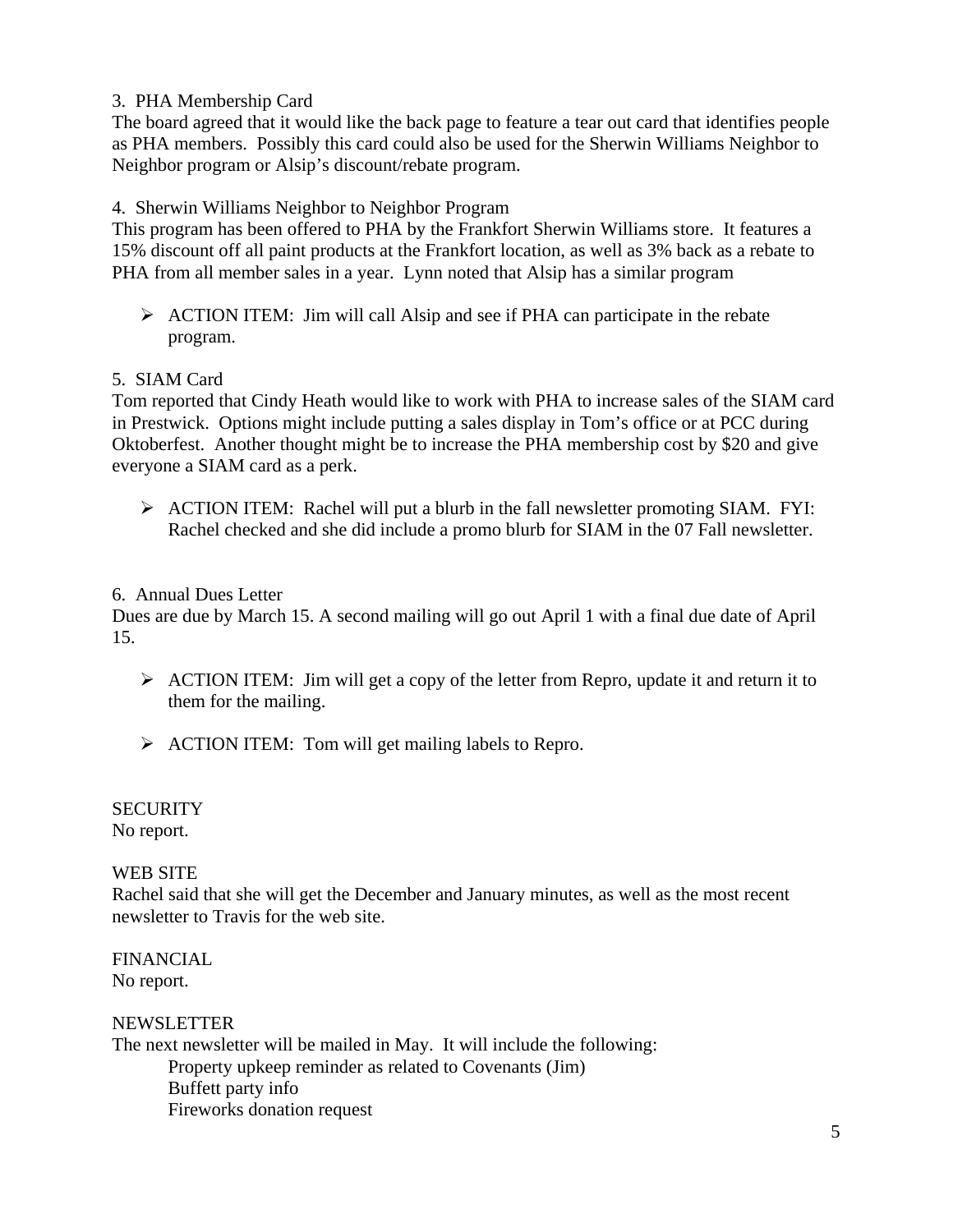3. PHA Membership Card

The board agreed that it would like the back page to feature a tear out card that identifies people as PHA members. Possibly this card could also be used for the Sherwin Williams Neighbor to Neighbor program or Alsip's discount/rebate program.

4. Sherwin Williams Neighbor to Neighbor Program

This program has been offered to PHA by the Frankfort Sherwin Williams store. It features a 15% discount off all paint products at the Frankfort location, as well as 3% back as a rebate to PHA from all member sales in a year. Lynn noted that Alsip has a similar program

- ➢ ACTION ITEM: Jim will call Alsip and see if PHA can participate in the rebate program.

5. SIAM Card

Tom reported that Cindy Heath would like to work with PHA to increase sales of the SIAM card in Prestwick. Options might include putting a sales display in Tom's office or at PCC during Oktoberfest. Another thought might be to increase the PHA membership cost by $20 and give everyone a SIAM card as a perk.

- ➢ ACTION ITEM: Rachel will put a blurb in the fall newsletter promoting SIAM. FYI: Rachel checked and she did include a promo blurb for SIAM in the 07 Fall newsletter.

6. Annual Dues Letter

Dues are due by March 15. A second mailing will go out April 1 with a final due date of April 15.

- ➢ ACTION ITEM: Jim will get a copy of the letter from Repro, update it and return it to them for the mailing.

- ➢ ACTION ITEM: Tom will get mailing labels to Repro.

SECURITY

No report.

WEB SITE

Rachel said that she will get the December and January minutes, as well as the most recent newsletter to Travis for the web site.

FINANCIAL

No report.

NEWSLETTER

The next newsletter will be mailed in May. It will include the following:

Property upkeep reminder as related to Covenants (Jim)
Buffett party info
Fireworks donation request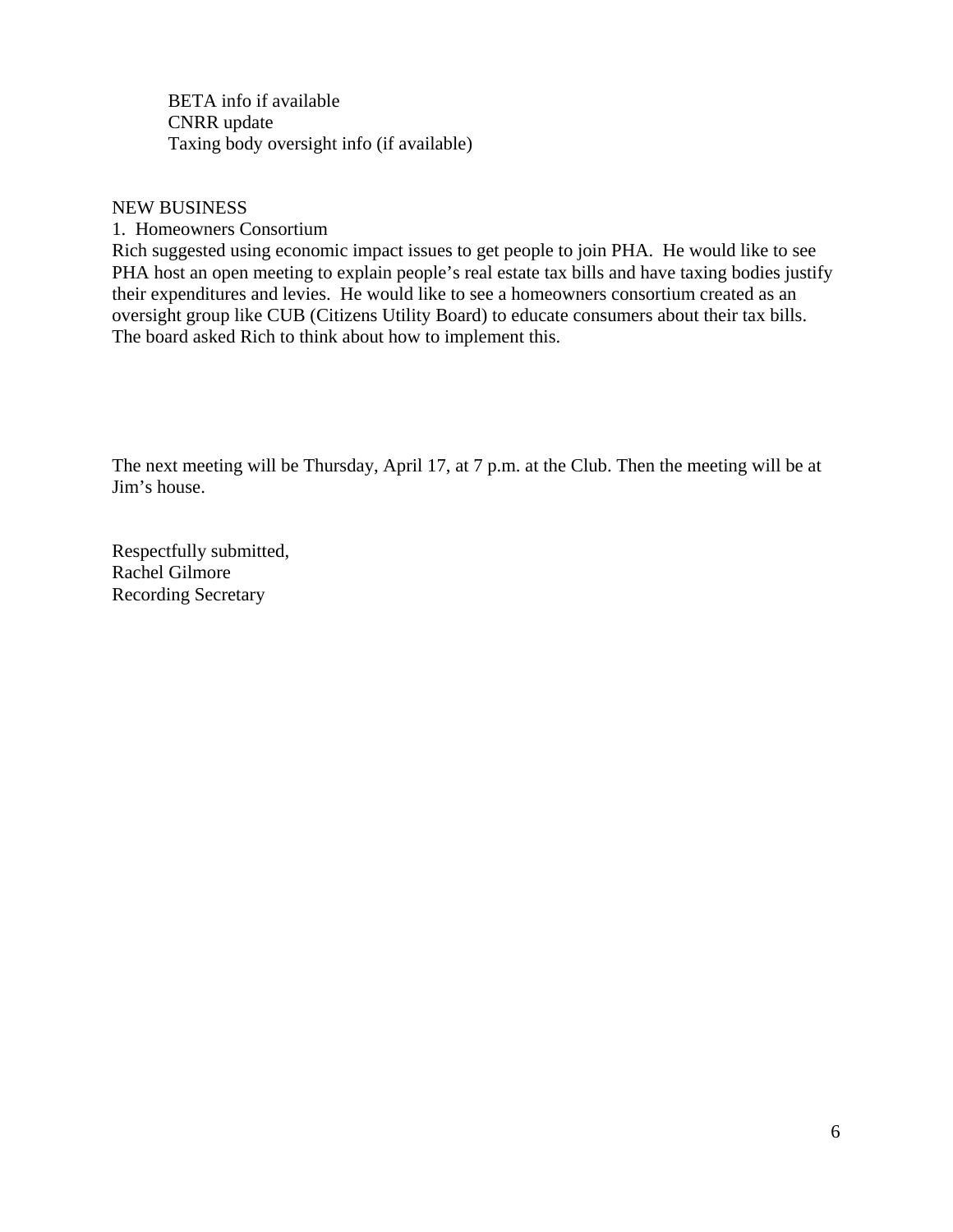BETA info if available
CNRR update
Taxing body oversight info (if available)

NEW BUSINESS

1. Homeowners Consortium

Rich suggested using economic impact issues to get people to join PHA. He would like to see PHA host an open meeting to explain people's real estate tax bills and have taxing bodies justify their expenditures and levies. He would like to see a homeowners consortium created as an oversight group like CUB (Citizens Utility Board) to educate consumers about their tax bills. The board asked Rich to think about how to implement this.

The next meeting will be Thursday, April 17, at 7 p.m. at the Club. Then the meeting will be at Jim's house.

Respectfully submitted,
Rachel Gilmore
Recording Secretary